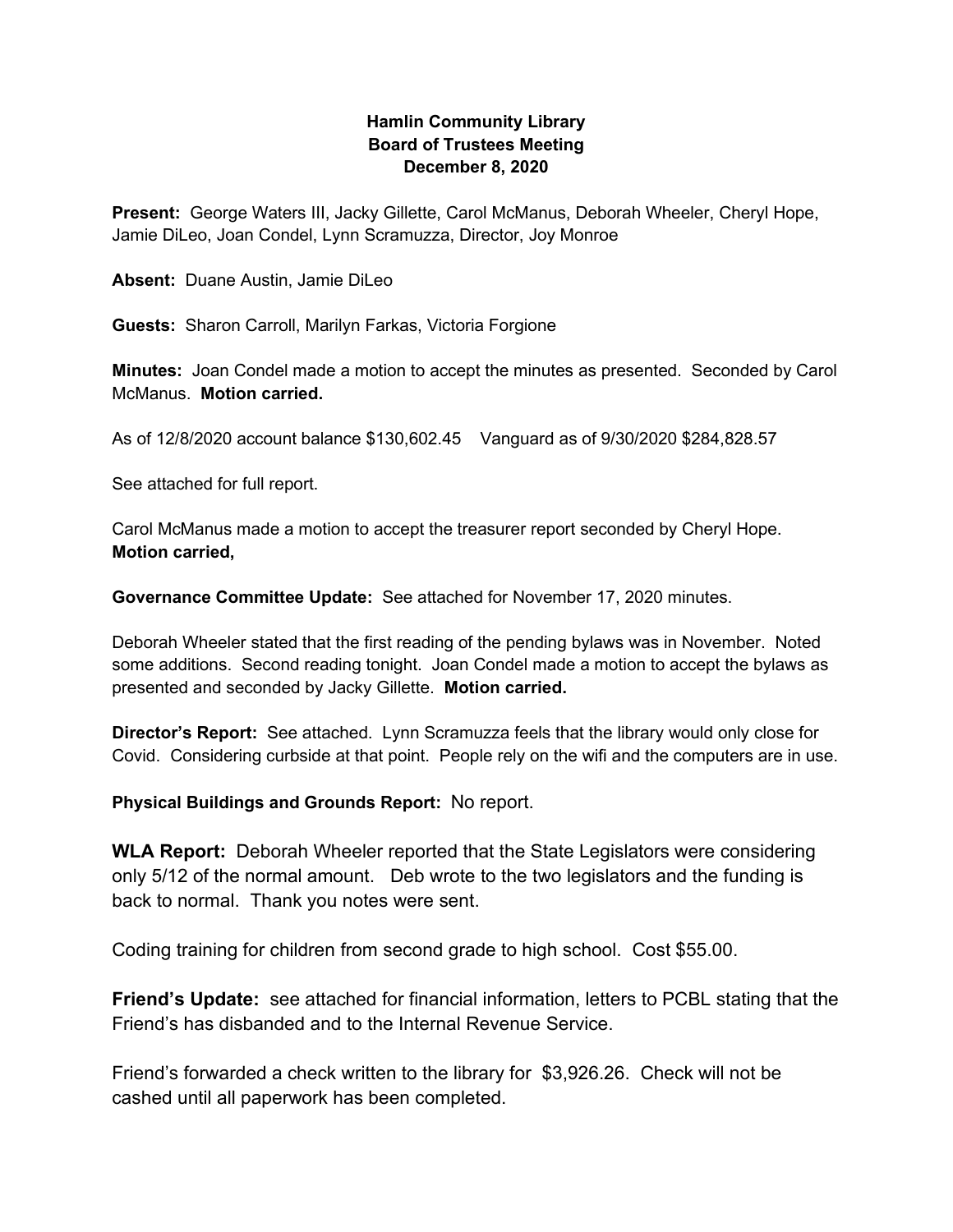**Hamlin Community Library**
**Board of Trustees Meeting**
**December 8, 2020**

**Present:** George Waters III, Jacky Gillette, Carol McManus, Deborah Wheeler, Cheryl Hope, Jamie DiLeo, Joan Condel, Lynn Scramuzza, Director, Joy Monroe

**Absent:** Duane Austin, Jamie DiLeo

**Guests:** Sharon Carroll, Marilyn Farkas, Victoria Forgione

**Minutes:** Joan Condel made a motion to accept the minutes as presented. Seconded by Carol McManus. **Motion carried.**

As of 12/8/2020 account balance $130,602.45 Vanguard as of 9/30/2020 $284,828.57

See attached for full report.

Carol McManus made a motion to accept the treasurer report seconded by Cheryl Hope. **Motion carried,**

**Governance Committee Update:** See attached for November 17, 2020 minutes.

Deborah Wheeler stated that the first reading of the pending bylaws was in November. Noted some additions. Second reading tonight. Joan Condel made a motion to accept the bylaws as presented and seconded by Jacky Gillette. **Motion carried.**

**Director's Report:** See attached. Lynn Scramuzza feels that the library would only close for Covid. Considering curbside at that point. People rely on the wifi and the computers are in use.

**Physical Buildings and Grounds Report:** No report.

**WLA Report:** Deborah Wheeler reported that the State Legislators were considering only 5/12 of the normal amount. Deb wrote to the two legislators and the funding is back to normal. Thank you notes were sent.

Coding training for children from second grade to high school. Cost $55.00.

**Friend's Update:** see attached for financial information, letters to PCBL stating that the Friend's has disbanded and to the Internal Revenue Service.

Friend's forwarded a check written to the library for $3,926.26. Check will not be cashed until all paperwork has been completed.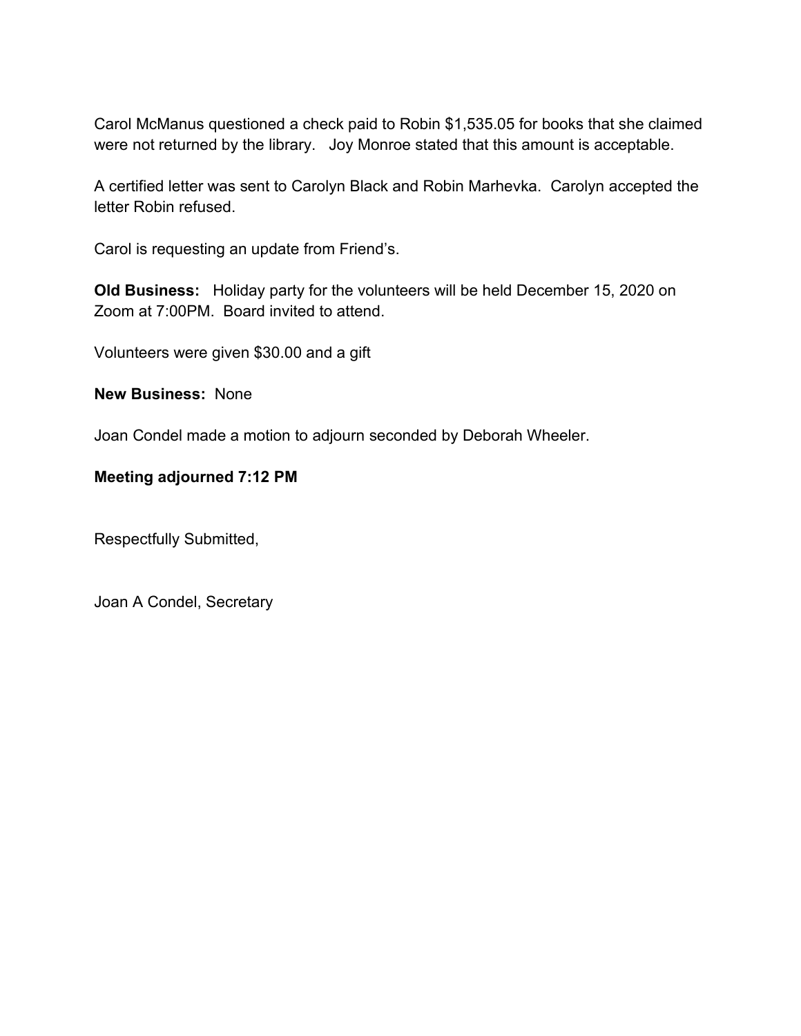Carol McManus questioned a check paid to Robin $1,535.05 for books that she claimed were not returned by the library. Joy Monroe stated that this amount is acceptable.

A certified letter was sent to Carolyn Black and Robin Marhevka. Carolyn accepted the letter Robin refused.

Carol is requesting an update from Friend's.

**Old Business:** Holiday party for the volunteers will be held December 15, 2020 on Zoom at 7:00PM. Board invited to attend.

Volunteers were given $30.00 and a gift

**New Business:** None

Joan Condel made a motion to adjourn seconded by Deborah Wheeler.

**Meeting adjourned 7:12 PM**

Respectfully Submitted,

Joan A Condel, Secretary